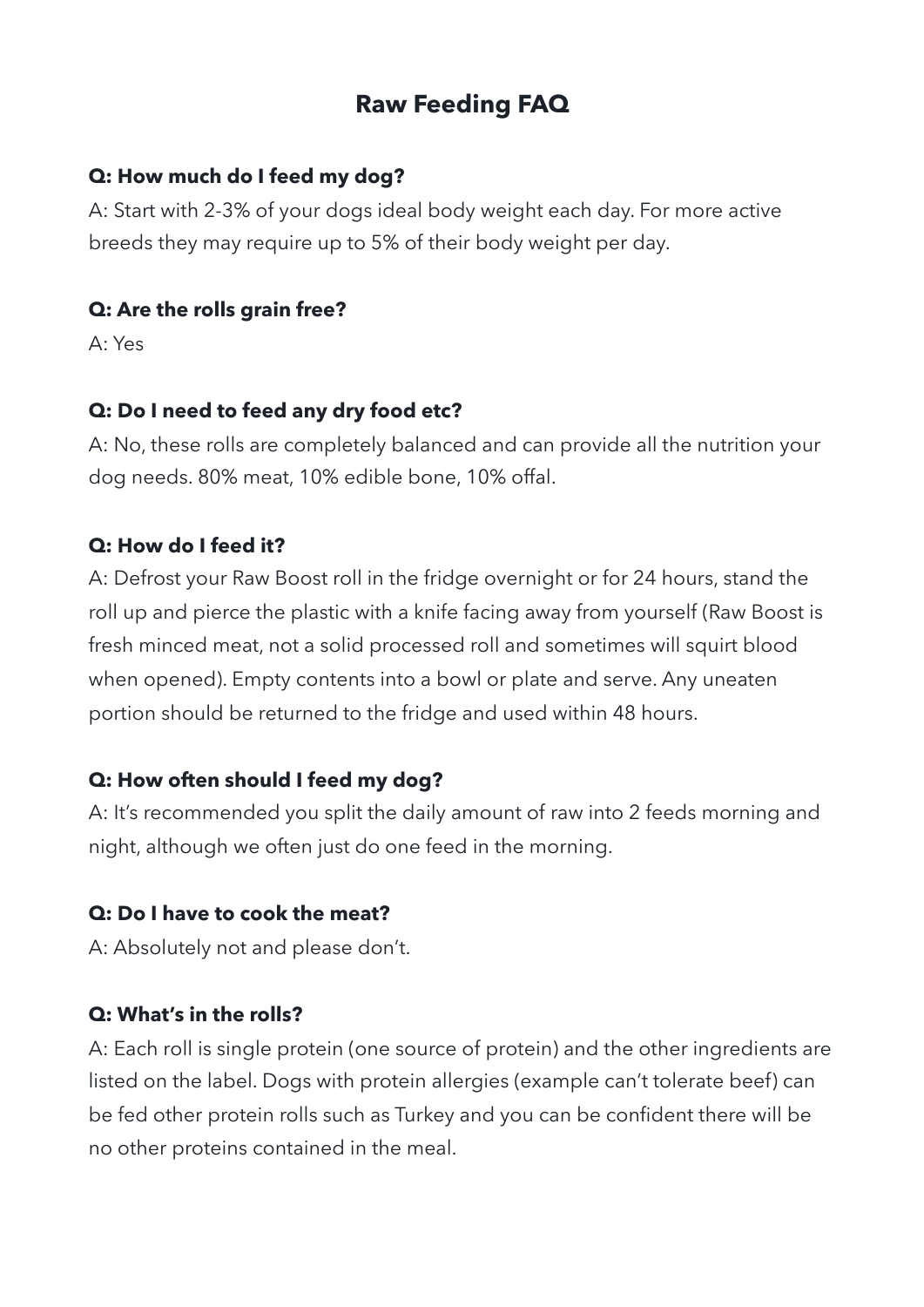# Raw Feeding FAQ

**Q: How much do I feed my dog?**

A: Start with 2-3% of your dogs ideal body weight each day. For more active breeds they may require up to 5% of their body weight per day.

**Q: Are the rolls grain free?**

A: Yes

**Q: Do I need to feed any dry food etc?**

A: No, these rolls are completely balanced and can provide all the nutrition your dog needs. 80% meat, 10% edible bone, 10% offal.

**Q: How do I feed it?**

A: Defrost your Raw Boost roll in the fridge overnight or for 24 hours, stand the roll up and pierce the plastic with a knife facing away from yourself (Raw Boost is fresh minced meat, not a solid processed roll and sometimes will squirt blood when opened). Empty contents into a bowl or plate and serve. Any uneaten portion should be returned to the fridge and used within 48 hours.

**Q: How often should I feed my dog?**

A: It's recommended you split the daily amount of raw into 2 feeds morning and night, although we often just do one feed in the morning.

**Q: Do I have to cook the meat?**

A: Absolutely not and please don't.

**Q: What's in the rolls?**

A: Each roll is single protein (one source of protein) and the other ingredients are listed on the label. Dogs with protein allergies (example can't tolerate beef) can be fed other protein rolls such as Turkey and you can be confident there will be no other proteins contained in the meal.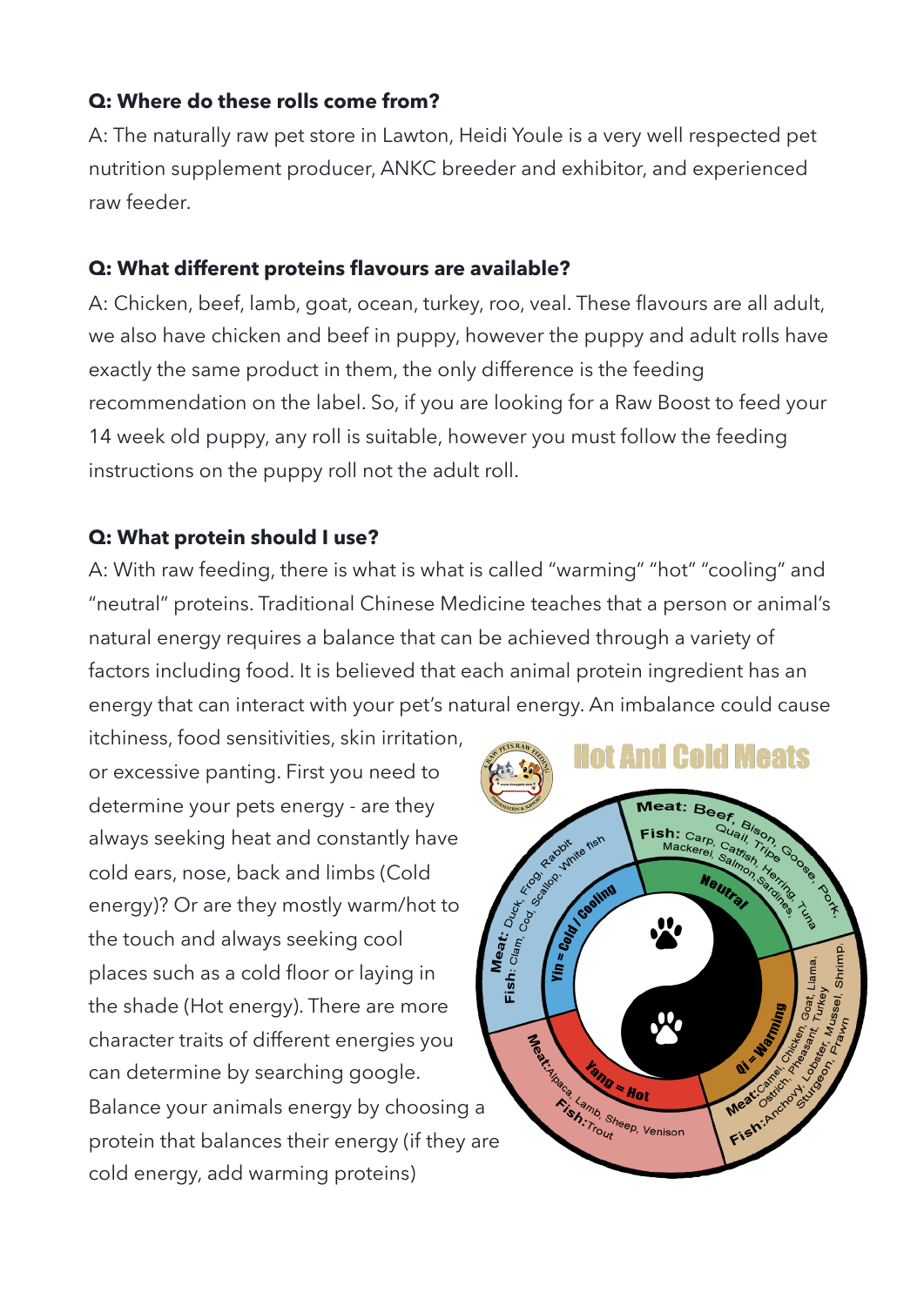**Q: Where do these rolls come from?**

A: The naturally raw pet store in Lawton, Heidi Youle is a very well respected pet nutrition supplement producer, ANKC breeder and exhibitor, and experienced raw feeder.

**Q: What different proteins flavours are available?**

A: Chicken, beef, lamb, goat, ocean, turkey, roo, veal. These flavours are all adult, we also have chicken and beef in puppy, however the puppy and adult rolls have exactly the same product in them, the only difference is the feeding recommendation on the label. So, if you are looking for a Raw Boost to feed your 14 week old puppy, any roll is suitable, however you must follow the feeding instructions on the puppy roll not the adult roll.

**Q: What protein should I use?**

A: With raw feeding, there is what is called "warming" "hot" "cooling" and "neutral" proteins. Traditional Chinese Medicine teaches that a person or animal's natural energy requires a balance that can be achieved through a variety of factors including food. It is believed that each animal protein ingredient has an energy that can interact with your pet's natural energy. An imbalance could cause itchiness, food sensitivities, skin irritation, or excessive panting. First you need to determine your pets energy - are they always seeking heat and constantly have cold ears, nose, back and limbs (Cold energy)? Or are they mostly warm/hot to the touch and always seeking cool places such as a cold floor or laying in the shade (Hot energy). There are more character traits of different energies you can determine by searching google. Balance your animals energy by choosing a protein that balances their energy (if they are cold energy, add warming proteins)

Hot And Cold Meats

Neutral
Meat: Beef, Bison, Goose, Pork, Quail, Tripe
Fish: Carp, Catfish, Herring, Tuna, Mackerel, Salmon, Sardines

Qi = Warming
Meat: Camel, Chicken, Goat, Llama, Ostrich, Pheasant, Turkey
Fish: Anchovy, Lobster, Mussel, Shrimp, Sturgeon, Prawn

Yang = Hot
Meat: Alpaca, Lamb, Sheep, Venison
Fish: Trout

Yin = Cold / Cooling
Meat: Duck, Frog, Rabbit
Fish: Clam, Cod, Scallop, White fish